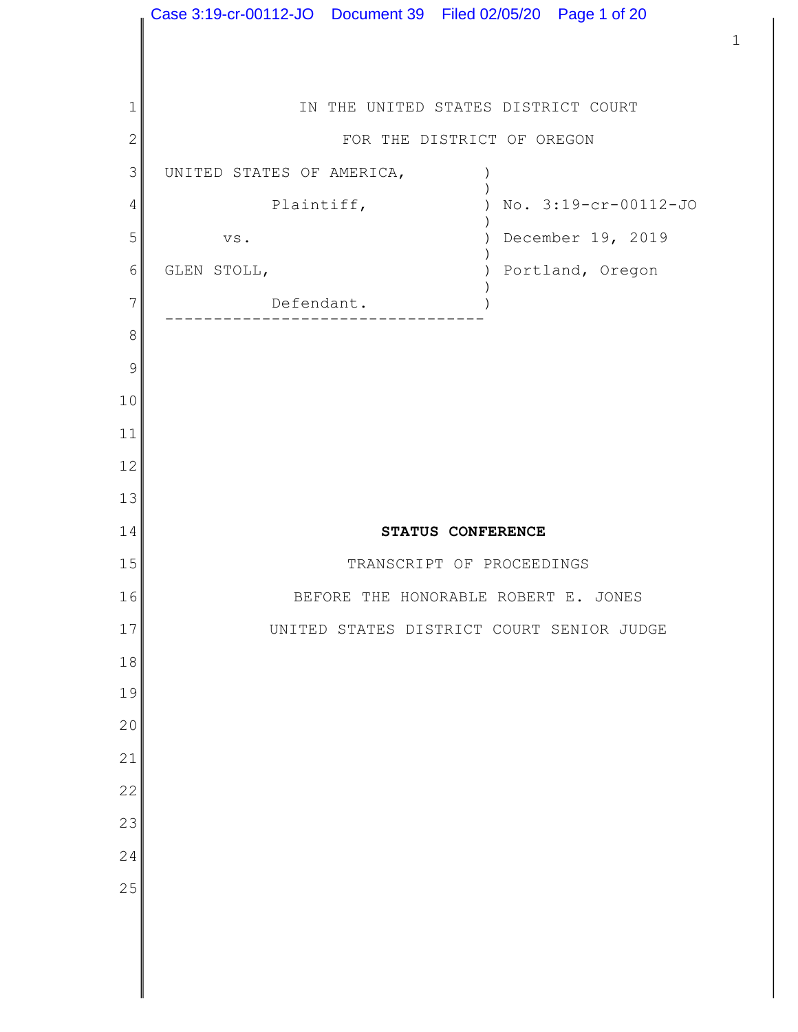IN THE UNITED STATES DISTRICT COURT

FOR THE DISTRICT OF OREGON

UNITED STATES OF AMERICA, )
Plaintiff, ) No. 3:19-cr-00112-JO
vs. ) December 19, 2019
GLEN STOLL, ) Portland, Oregon
Defendant. )

**STATUS CONFERENCE**

TRANSCRIPT OF PROCEEDINGS

BEFORE THE HONORABLE ROBERT E. JONES

UNITED STATES DISTRICT COURT SENIOR JUDGE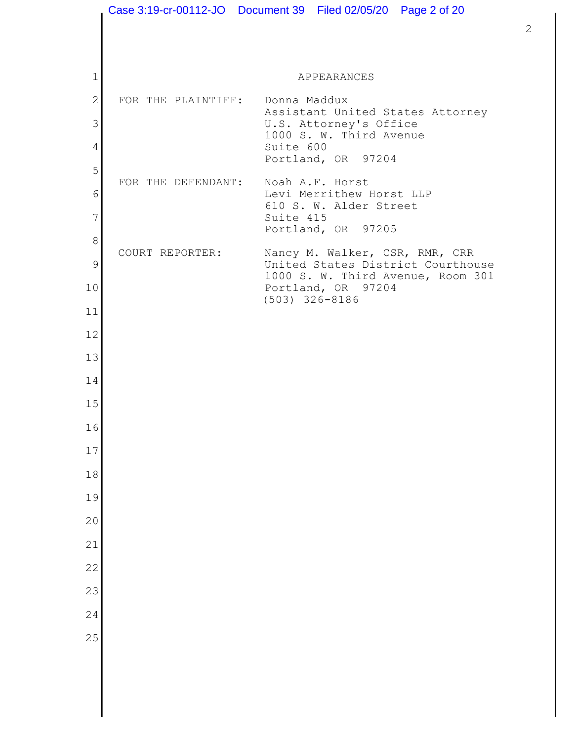# APPEARANCES

FOR THE PLAINTIFF: Donna Maddux
Assistant United States Attorney
U.S. Attorney's Office
1000 S. W. Third Avenue
Suite 600
Portland, OR 97204

FOR THE DEFENDANT: Noah A.F. Horst
Levi Merrithew Horst LLP
610 S. W. Alder Street
Suite 415
Portland, OR 97205

COURT REPORTER: Nancy M. Walker, CSR, RMR, CRR
United States District Courthouse
1000 S. W. Third Avenue, Room 301
Portland, OR 97204
(503) 326-8186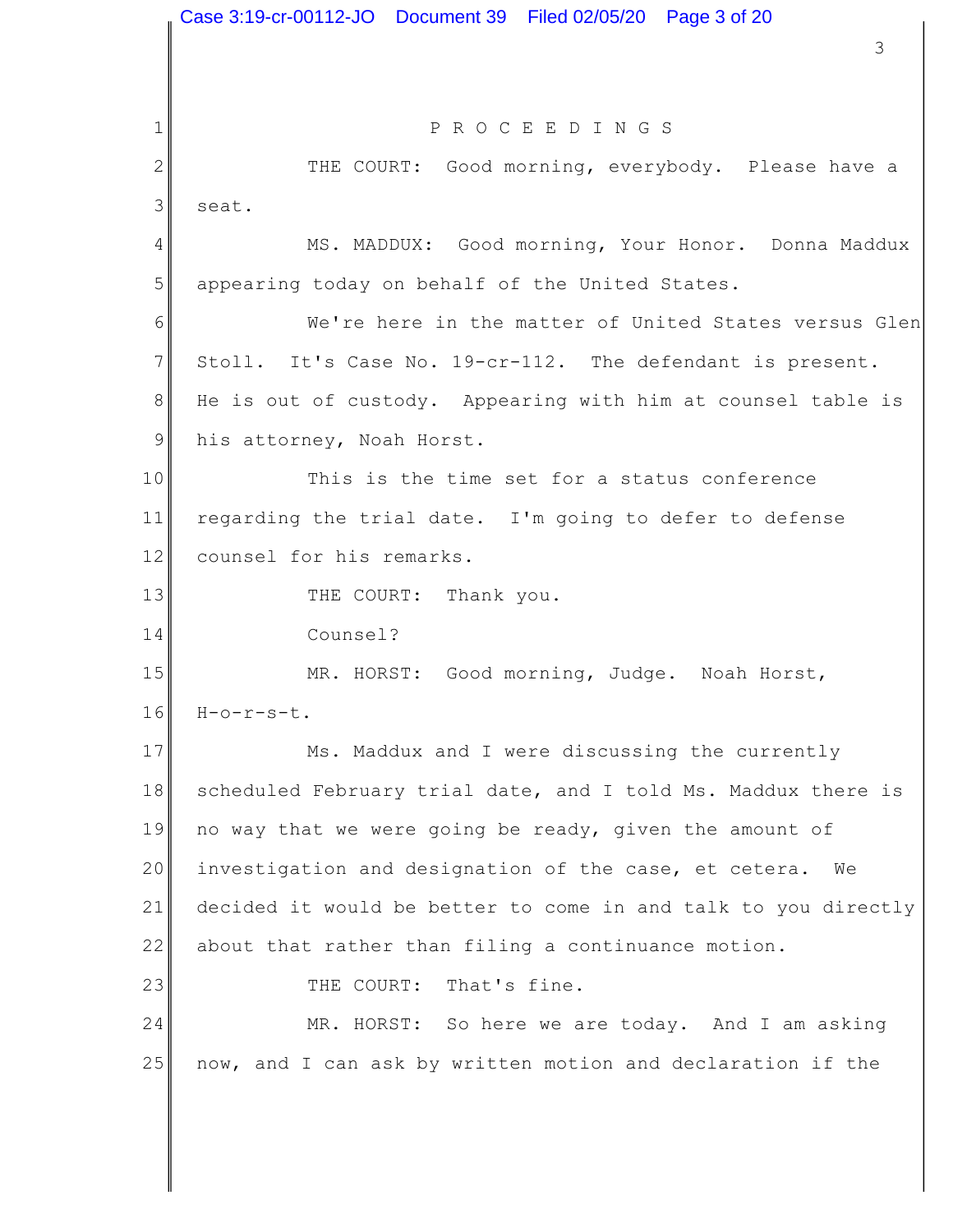P R O C E E D I N G S

THE COURT: Good morning, everybody. Please have a seat.

MS. MADDUX: Good morning, Your Honor. Donna Maddux appearing today on behalf of the United States.

We're here in the matter of United States versus Glen Stoll. It's Case No. 19-cr-112. The defendant is present. He is out of custody. Appearing with him at counsel table is his attorney, Noah Horst.

This is the time set for a status conference regarding the trial date. I'm going to defer to defense counsel for his remarks.

THE COURT: Thank you.

Counsel?

MR. HORST: Good morning, Judge. Noah Horst, H-o-r-s-t.

Ms. Maddux and I were discussing the currently scheduled February trial date, and I told Ms. Maddux there is no way that we were going be ready, given the amount of investigation and designation of the case, et cetera. We decided it would be better to come in and talk to you directly about that rather than filing a continuance motion.

THE COURT: That's fine.

MR. HORST: So here we are today. And I am asking now, and I can ask by written motion and declaration if the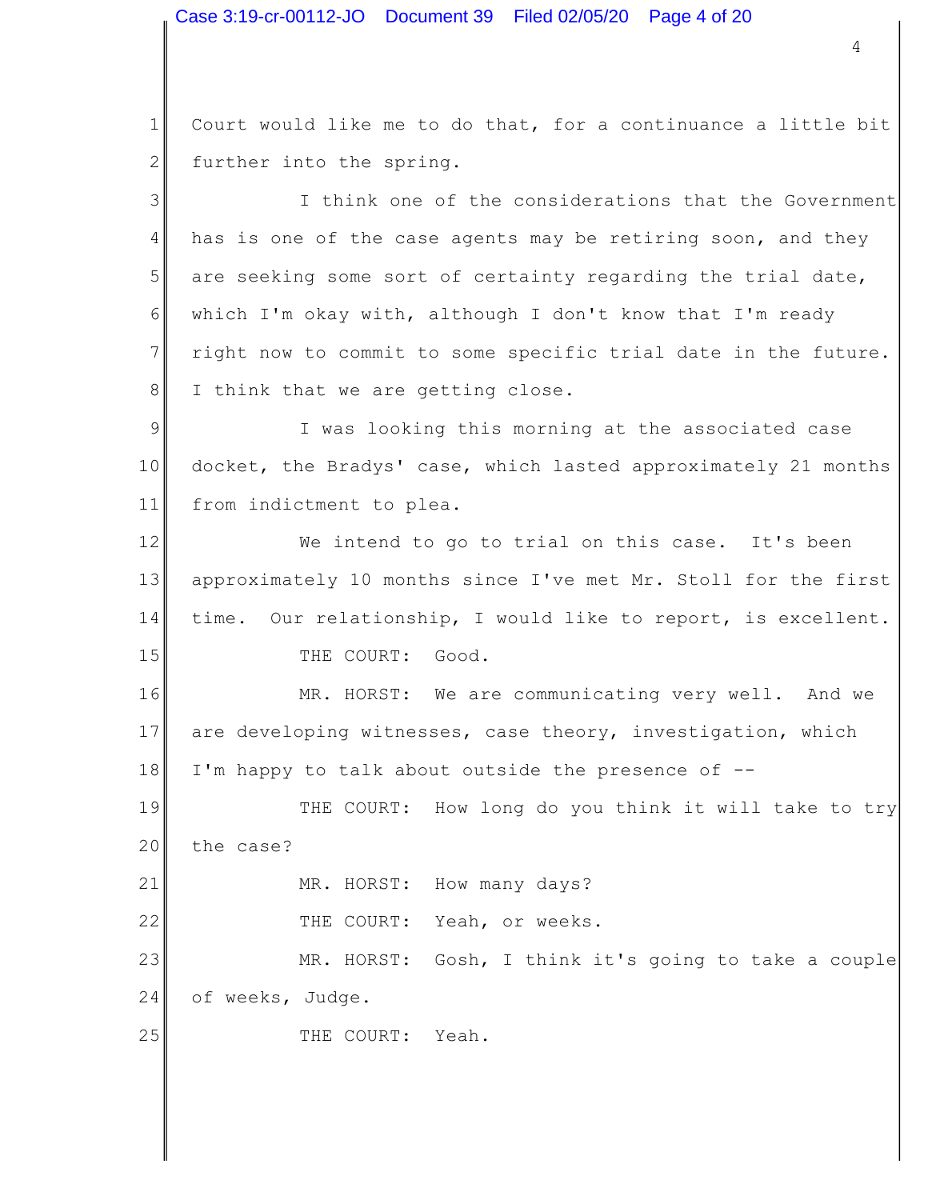Court would like me to do that, for a continuance a little bit further into the spring.

I think one of the considerations that the Government has is one of the case agents may be retiring soon, and they are seeking some sort of certainty regarding the trial date, which I'm okay with, although I don't know that I'm ready right now to commit to some specific trial date in the future. I think that we are getting close.

I was looking this morning at the associated case docket, the Bradys' case, which lasted approximately 21 months from indictment to plea.

We intend to go to trial on this case. It's been approximately 10 months since I've met Mr. Stoll for the first time. Our relationship, I would like to report, is excellent.

THE COURT: Good.

MR. HORST: We are communicating very well. And we are developing witnesses, case theory, investigation, which I'm happy to talk about outside the presence of --

THE COURT: How long do you think it will take to try the case?

MR. HORST: How many days?

THE COURT: Yeah, or weeks.

MR. HORST: Gosh, I think it's going to take a couple of weeks, Judge.

THE COURT: Yeah.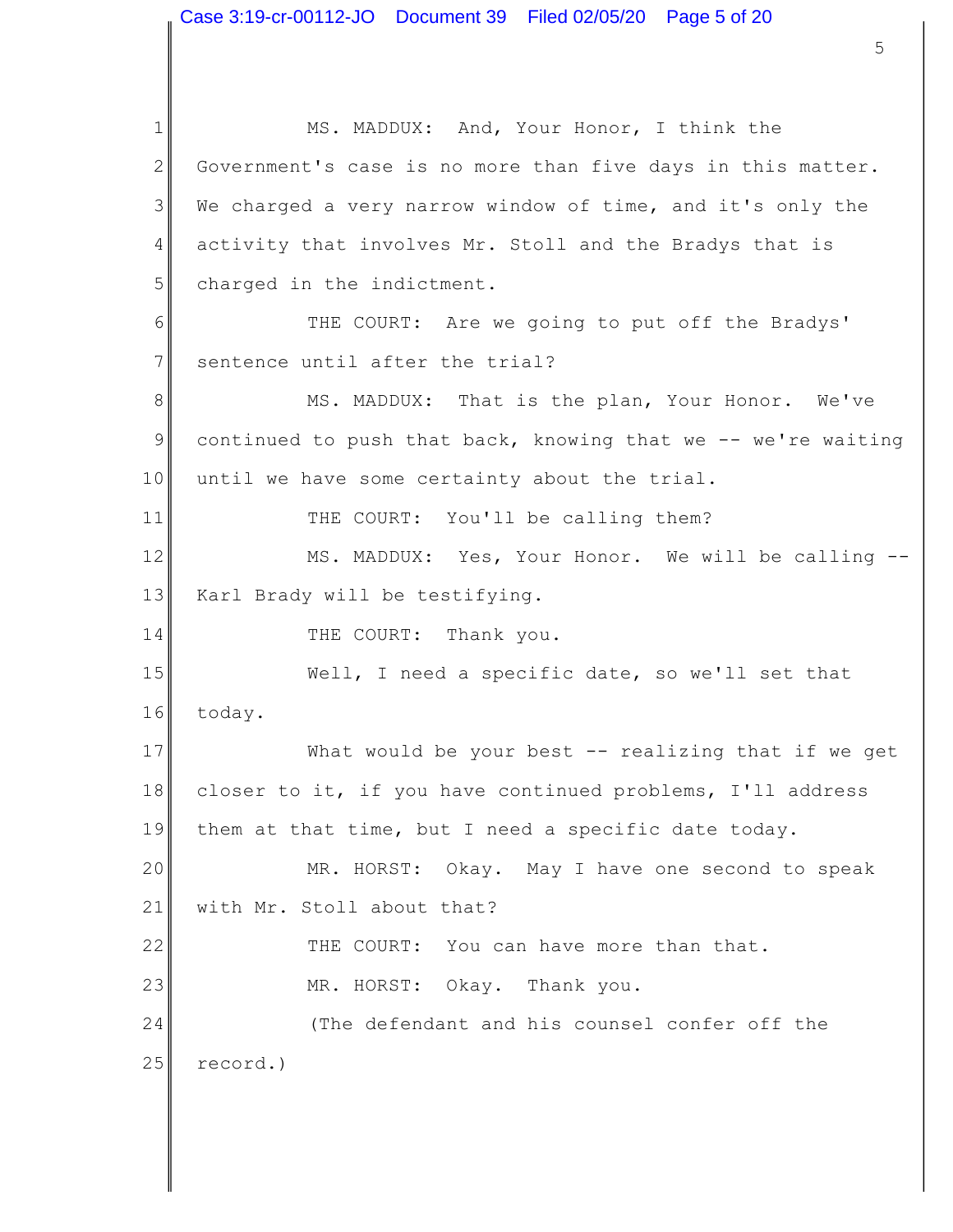MS. MADDUX: And, Your Honor, I think the Government's case is no more than five days in this matter. We charged a very narrow window of time, and it's only the activity that involves Mr. Stoll and the Bradys that is charged in the indictment.

THE COURT: Are we going to put off the Bradys' sentence until after the trial?

MS. MADDUX: That is the plan, Your Honor. We've continued to push that back, knowing that we -- we're waiting until we have some certainty about the trial.

THE COURT: You'll be calling them?

MS. MADDUX: Yes, Your Honor. We will be calling -- Karl Brady will be testifying.

THE COURT: Thank you.

Well, I need a specific date, so we'll set that today.

What would be your best -- realizing that if we get closer to it, if you have continued problems, I'll address them at that time, but I need a specific date today.

MR. HORST: Okay. May I have one second to speak with Mr. Stoll about that?

THE COURT: You can have more than that.

MR. HORST: Okay. Thank you.

(The defendant and his counsel confer off the record.)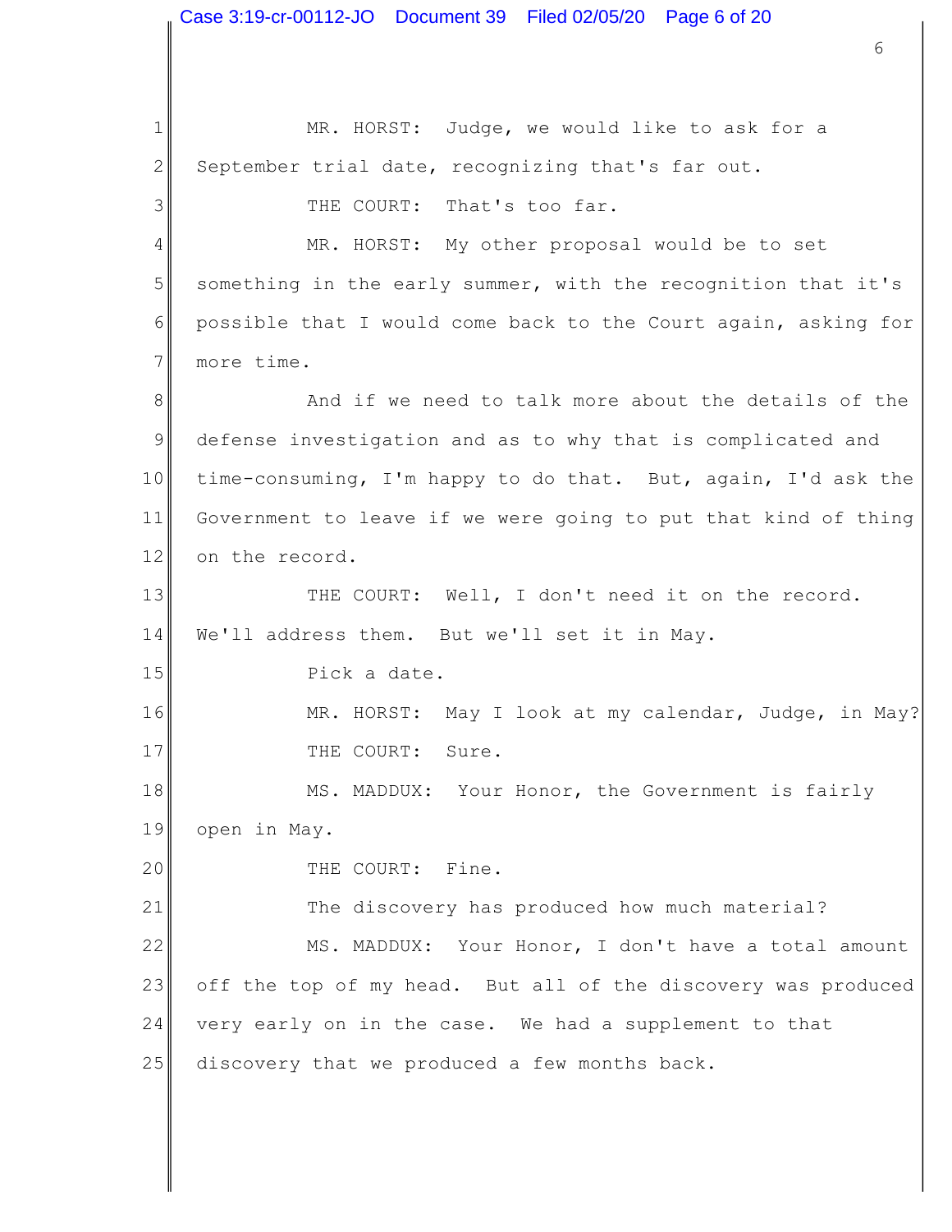MR. HORST: Judge, we would like to ask for a September trial date, recognizing that's far out.

THE COURT: That's too far.

MR. HORST: My other proposal would be to set something in the early summer, with the recognition that it's possible that I would come back to the Court again, asking for more time.

And if we need to talk more about the details of the defense investigation and as to why that is complicated and time-consuming, I'm happy to do that. But, again, I'd ask the Government to leave if we were going to put that kind of thing on the record.

THE COURT: Well, I don't need it on the record. We'll address them. But we'll set it in May.

Pick a date.

MR. HORST: May I look at my calendar, Judge, in May?

THE COURT: Sure.

MS. MADDUX: Your Honor, the Government is fairly open in May.

THE COURT: Fine.

The discovery has produced how much material?

MS. MADDUX: Your Honor, I don't have a total amount off the top of my head. But all of the discovery was produced very early on in the case. We had a supplement to that discovery that we produced a few months back.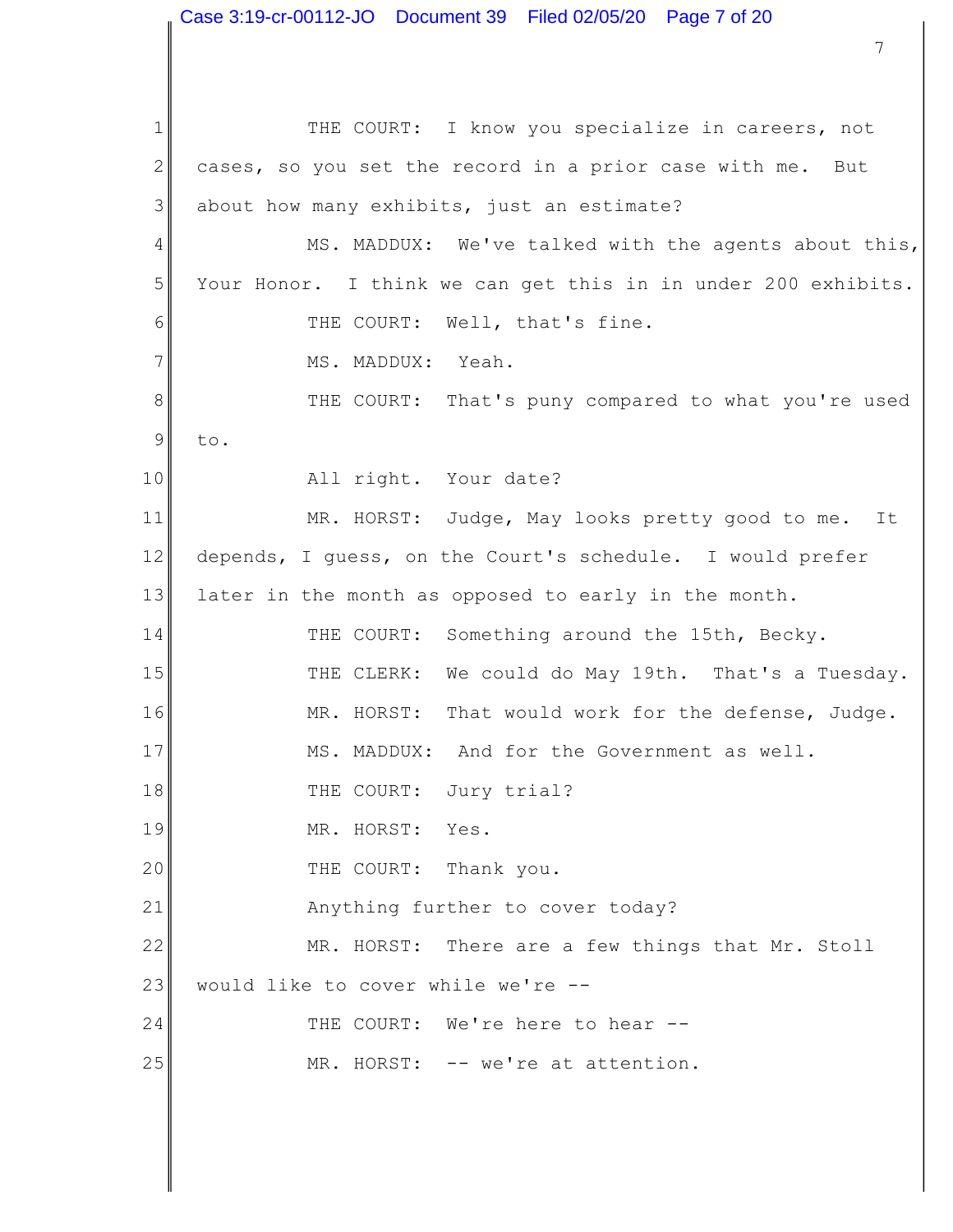THE COURT: I know you specialize in careers, not cases, so you set the record in a prior case with me. But about how many exhibits, just an estimate?

MS. MADDUX: We've talked with the agents about this, Your Honor. I think we can get this in in under 200 exhibits.

THE COURT: Well, that's fine.

MS. MADDUX: Yeah.

THE COURT: That's puny compared to what you're used to.

All right. Your date?

MR. HORST: Judge, May looks pretty good to me. It depends, I guess, on the Court's schedule. I would prefer later in the month as opposed to early in the month.

THE COURT: Something around the 15th, Becky.

THE CLERK: We could do May 19th. That's a Tuesday.

MR. HORST: That would work for the defense, Judge.

MS. MADDUX: And for the Government as well.

THE COURT: Jury trial?

MR. HORST: Yes.

THE COURT: Thank you.

Anything further to cover today?

MR. HORST: There are a few things that Mr. Stoll would like to cover while we're --

THE COURT: We're here to hear --

MR. HORST: -- we're at attention.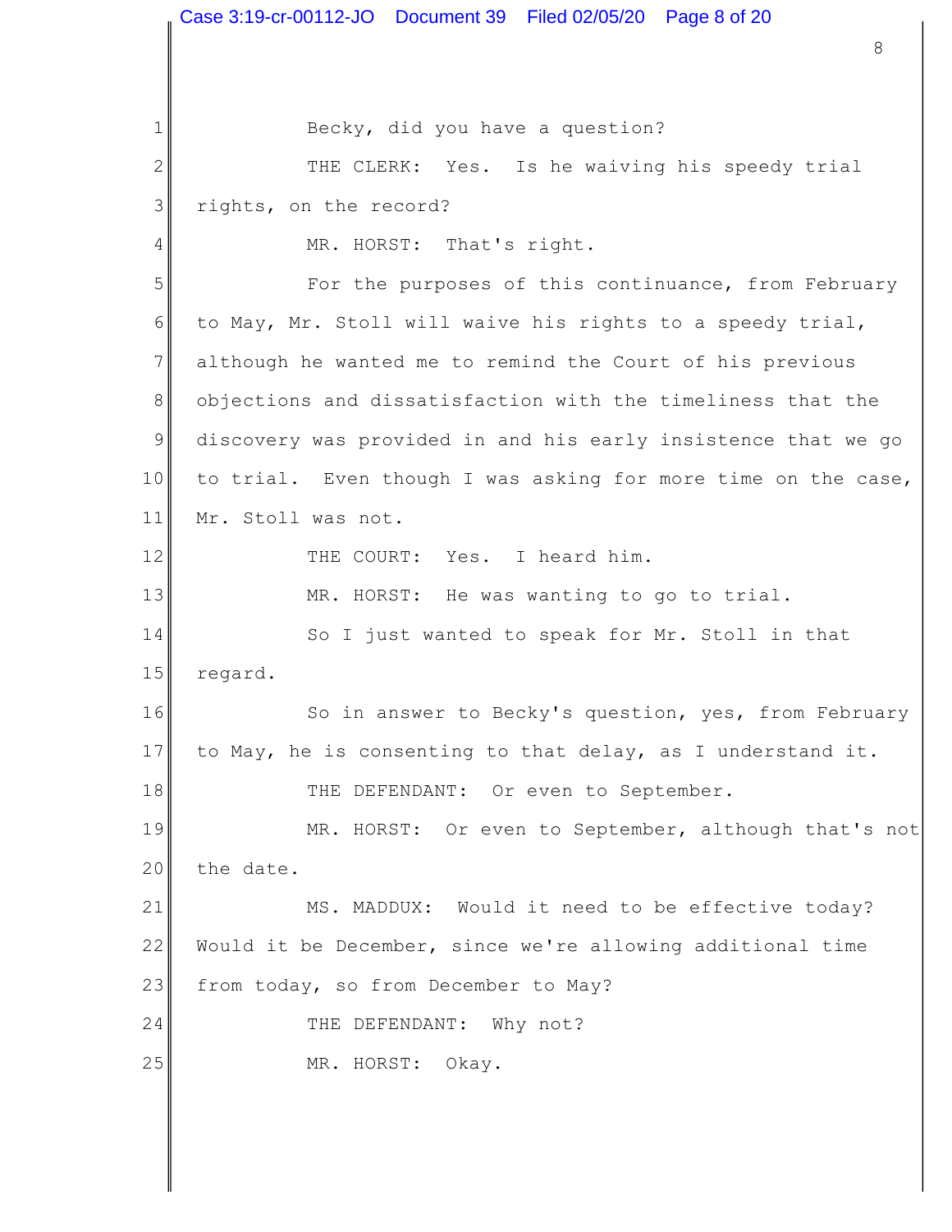Becky, did you have a question?

THE CLERK: Yes. Is he waiving his speedy trial rights, on the record?

MR. HORST: That's right.

For the purposes of this continuance, from February to May, Mr. Stoll will waive his rights to a speedy trial, although he wanted me to remind the Court of his previous objections and dissatisfaction with the timeliness that the discovery was provided in and his early insistence that we go to trial. Even though I was asking for more time on the case, Mr. Stoll was not.

THE COURT: Yes. I heard him.

MR. HORST: He was wanting to go to trial.

So I just wanted to speak for Mr. Stoll in that regard.

So in answer to Becky's question, yes, from February to May, he is consenting to that delay, as I understand it.

THE DEFENDANT: Or even to September.

MR. HORST: Or even to September, although that's not the date.

MS. MADDUX: Would it need to be effective today? Would it be December, since we're allowing additional time from today, so from December to May?

THE DEFENDANT: Why not?

MR. HORST: Okay.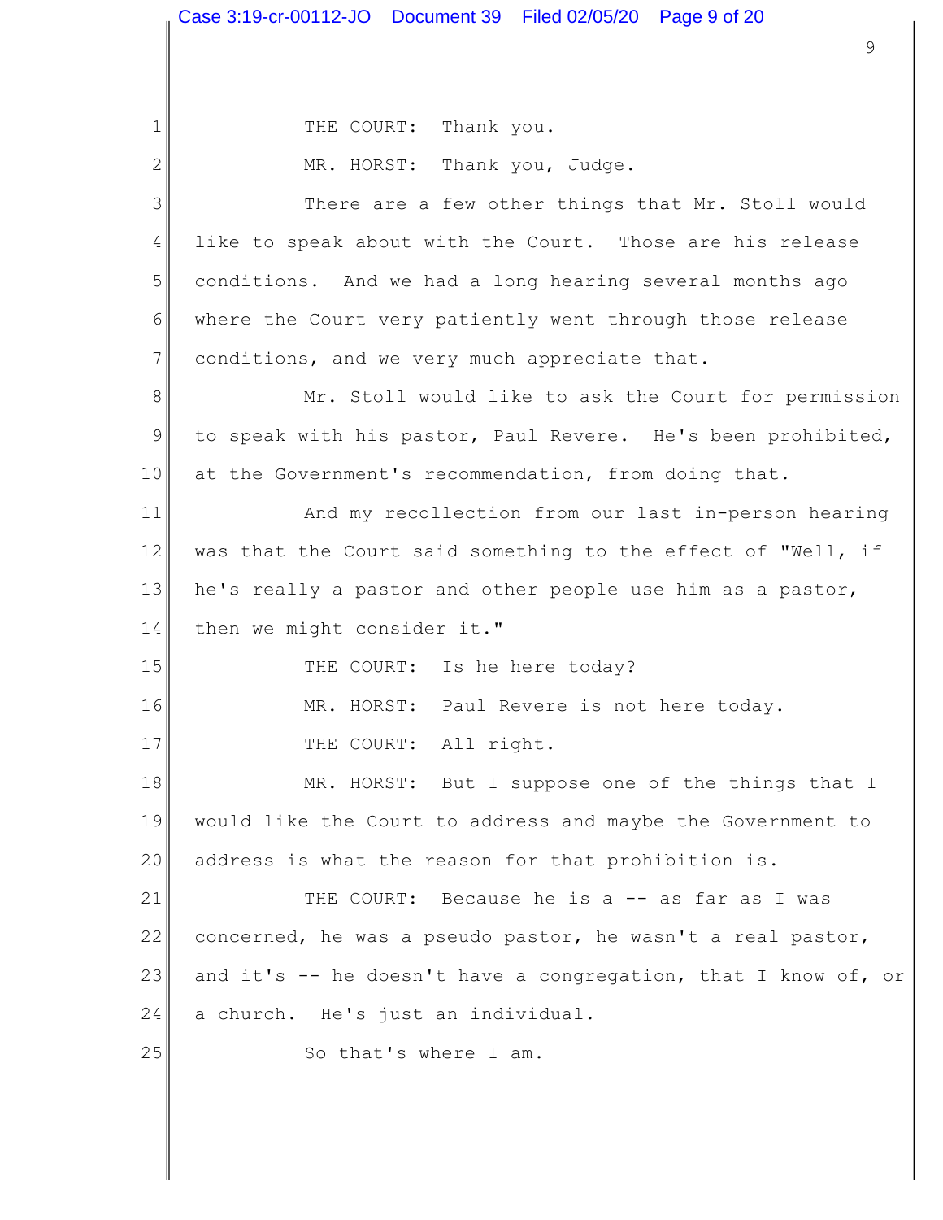THE COURT: Thank you.

MR. HORST: Thank you, Judge.

There are a few other things that Mr. Stoll would like to speak about with the Court. Those are his release conditions. And we had a long hearing several months ago where the Court very patiently went through those release conditions, and we very much appreciate that.

Mr. Stoll would like to ask the Court for permission to speak with his pastor, Paul Revere. He's been prohibited, at the Government's recommendation, from doing that.

And my recollection from our last in-person hearing was that the Court said something to the effect of "Well, if he's really a pastor and other people use him as a pastor, then we might consider it."

THE COURT: Is he here today?

MR. HORST: Paul Revere is not here today.

THE COURT: All right.

MR. HORST: But I suppose one of the things that I would like the Court to address and maybe the Government to address is what the reason for that prohibition is.

THE COURT: Because he is a -- as far as I was concerned, he was a pseudo pastor, he wasn't a real pastor, and it's -- he doesn't have a congregation, that I know of, or a church. He's just an individual.

So that's where I am.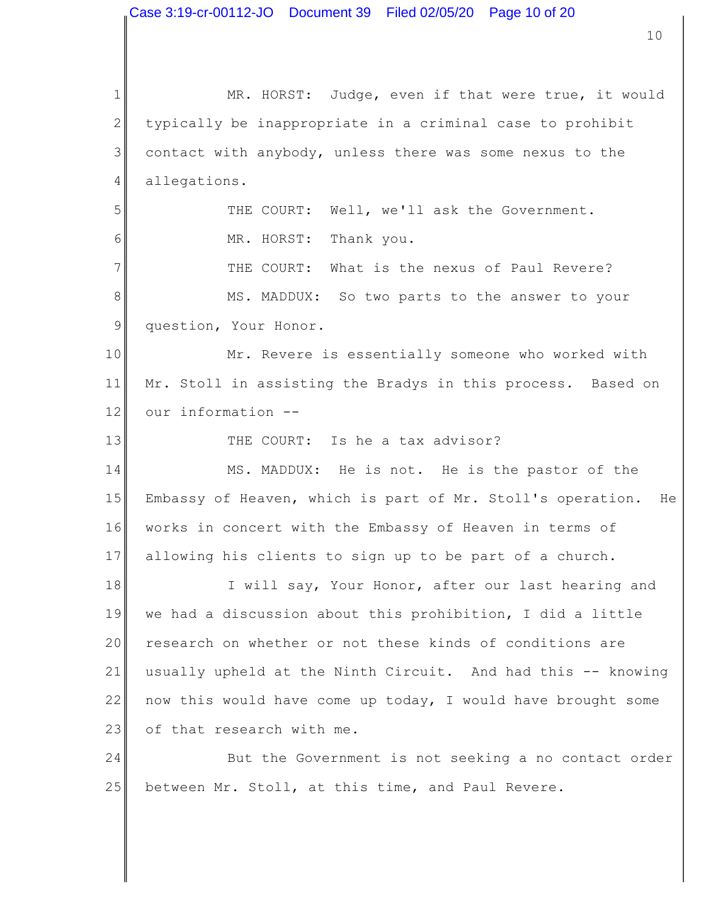MR. HORST: Judge, even if that were true, it would typically be inappropriate in a criminal case to prohibit contact with anybody, unless there was some nexus to the allegations.

THE COURT: Well, we'll ask the Government.

MR. HORST: Thank you.

THE COURT: What is the nexus of Paul Revere?

MS. MADDUX: So two parts to the answer to your question, Your Honor.

Mr. Revere is essentially someone who worked with Mr. Stoll in assisting the Bradys in this process. Based on our information --

THE COURT: Is he a tax advisor?

MS. MADDUX: He is not. He is the pastor of the Embassy of Heaven, which is part of Mr. Stoll's operation. He works in concert with the Embassy of Heaven in terms of allowing his clients to sign up to be part of a church.

I will say, Your Honor, after our last hearing and we had a discussion about this prohibition, I did a little research on whether or not these kinds of conditions are usually upheld at the Ninth Circuit. And had this -- knowing now this would have come up today, I would have brought some of that research with me.

But the Government is not seeking a no contact order between Mr. Stoll, at this time, and Paul Revere.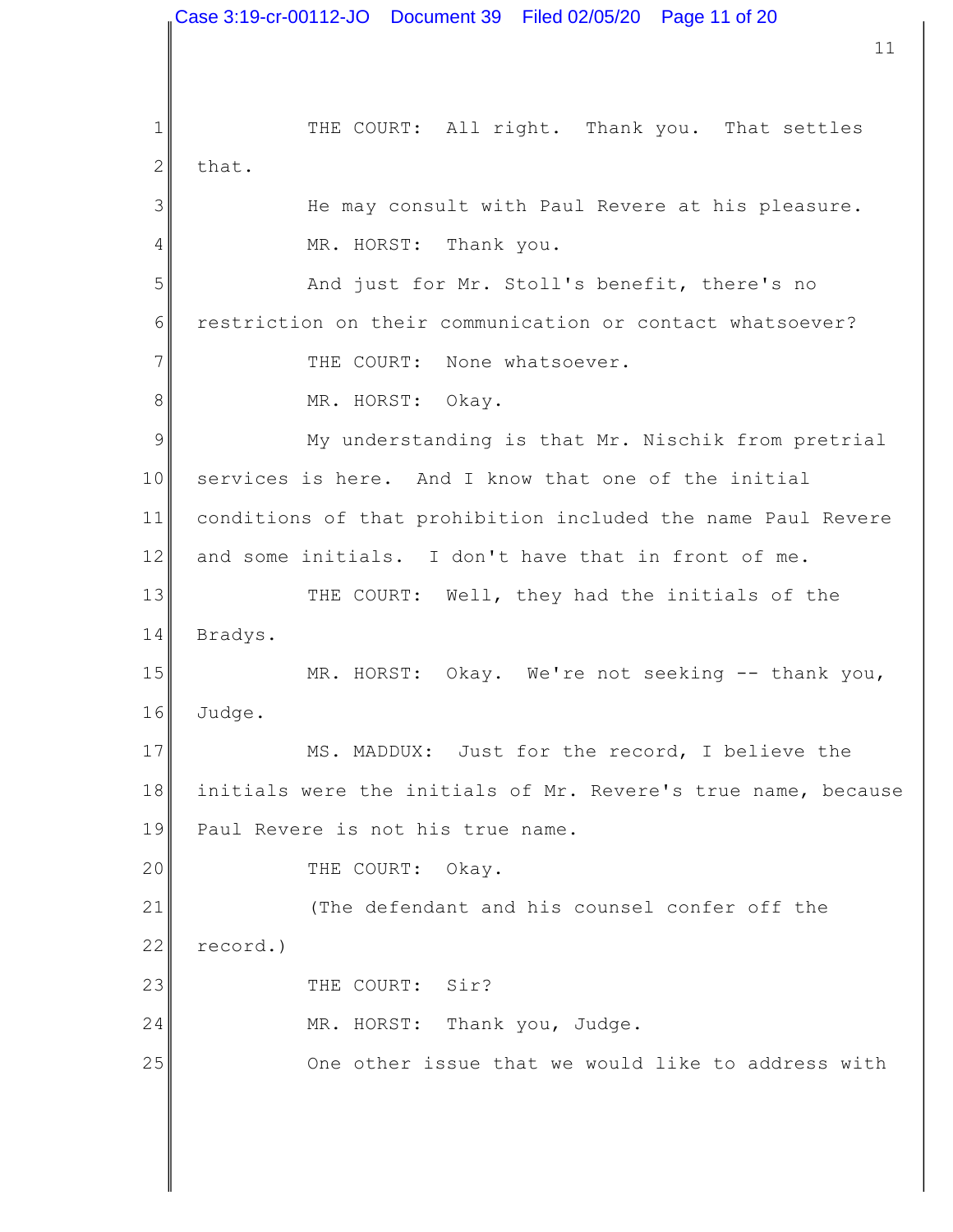THE COURT: All right. Thank you. That settles that.

He may consult with Paul Revere at his pleasure.

MR. HORST: Thank you.

And just for Mr. Stoll's benefit, there's no restriction on their communication or contact whatsoever?

THE COURT: None whatsoever.

MR. HORST: Okay.

My understanding is that Mr. Nischik from pretrial services is here. And I know that one of the initial conditions of that prohibition included the name Paul Revere and some initials. I don't have that in front of me.

THE COURT: Well, they had the initials of the Bradys.

MR. HORST: Okay. We're not seeking -- thank you, Judge.

MS. MADDUX: Just for the record, I believe the initials were the initials of Mr. Revere's true name, because Paul Revere is not his true name.

THE COURT: Okay.

(The defendant and his counsel confer off the record.)

THE COURT: Sir?

MR. HORST: Thank you, Judge.

One other issue that we would like to address with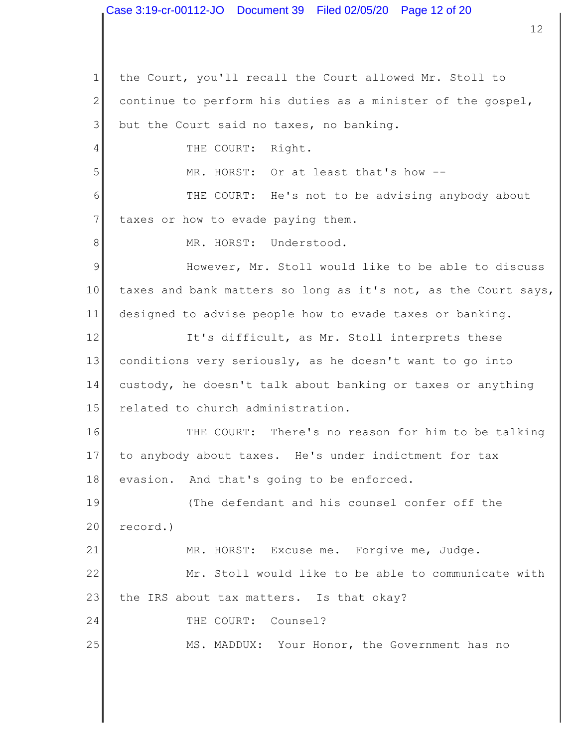the Court, you'll recall the Court allowed Mr. Stoll to continue to perform his duties as a minister of the gospel, but the Court said no taxes, no banking.

THE COURT: Right.

MR. HORST: Or at least that's how --

THE COURT: He's not to be advising anybody about taxes or how to evade paying them.

MR. HORST: Understood.

However, Mr. Stoll would like to be able to discuss taxes and bank matters so long as it's not, as the Court says, designed to advise people how to evade taxes or banking.

It's difficult, as Mr. Stoll interprets these conditions very seriously, as he doesn't want to go into custody, he doesn't talk about banking or taxes or anything related to church administration.

THE COURT: There's no reason for him to be talking to anybody about taxes. He's under indictment for tax evasion. And that's going to be enforced.

(The defendant and his counsel confer off the record.)

MR. HORST: Excuse me. Forgive me, Judge.

Mr. Stoll would like to be able to communicate with the IRS about tax matters. Is that okay?

THE COURT: Counsel?

MS. MADDUX: Your Honor, the Government has no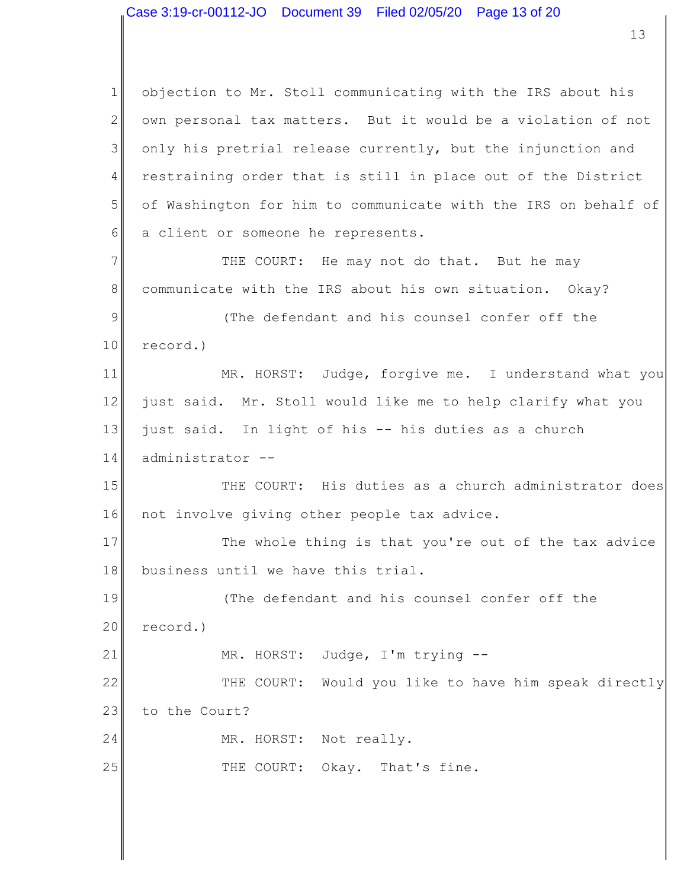objection to Mr. Stoll communicating with the IRS about his own personal tax matters. But it would be a violation of not only his pretrial release currently, but the injunction and restraining order that is still in place out of the District of Washington for him to communicate with the IRS on behalf of a client or someone he represents.

THE COURT: He may not do that. But he may communicate with the IRS about his own situation. Okay?

(The defendant and his counsel confer off the record.)

MR. HORST: Judge, forgive me. I understand what you just said. Mr. Stoll would like me to help clarify what you just said. In light of his -- his duties as a church administrator --

THE COURT: His duties as a church administrator does not involve giving other people tax advice.

The whole thing is that you're out of the tax advice business until we have this trial.

(The defendant and his counsel confer off the record.)

MR. HORST: Judge, I'm trying --

THE COURT: Would you like to have him speak directly to the Court?

MR. HORST: Not really.

THE COURT: Okay. That's fine.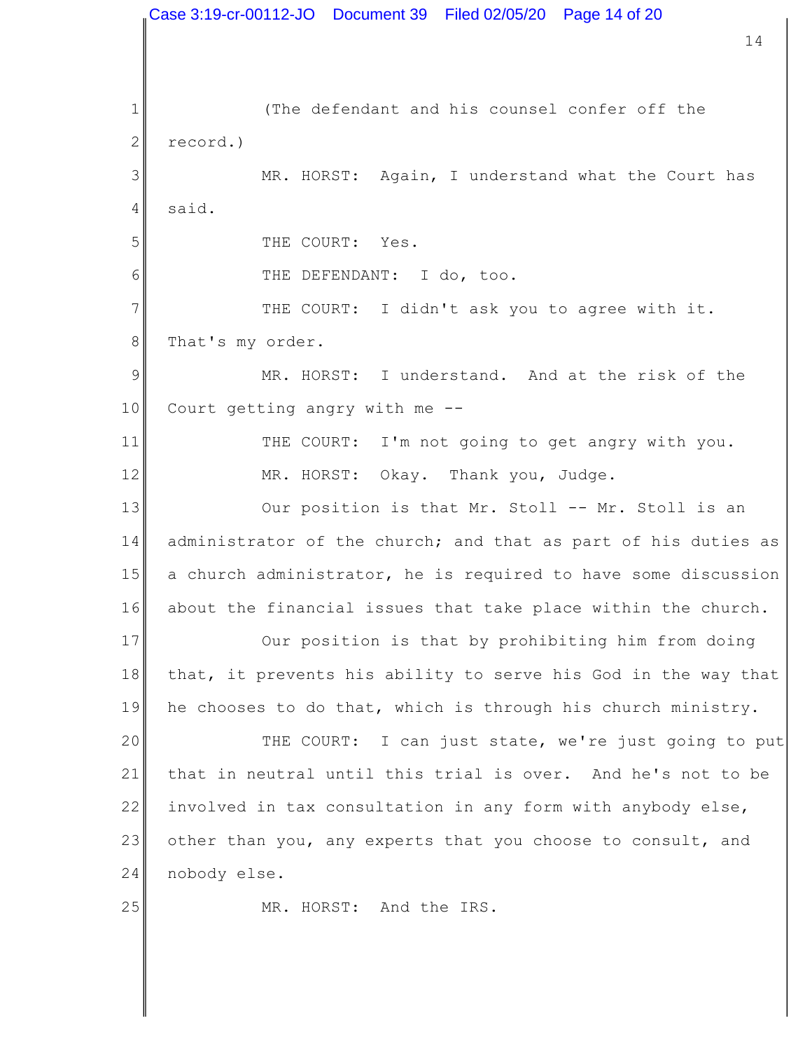(The defendant and his counsel confer off the record.)

MR. HORST: Again, I understand what the Court has said.

THE COURT: Yes.

THE DEFENDANT: I do, too.

THE COURT: I didn't ask you to agree with it. That's my order.

MR. HORST: I understand. And at the risk of the Court getting angry with me --

THE COURT: I'm not going to get angry with you.

MR. HORST: Okay. Thank you, Judge.

Our position is that Mr. Stoll -- Mr. Stoll is an administrator of the church; and that as part of his duties as a church administrator, he is required to have some discussion about the financial issues that take place within the church.

Our position is that by prohibiting him from doing that, it prevents his ability to serve his God in the way that he chooses to do that, which is through his church ministry.

THE COURT: I can just state, we're just going to put that in neutral until this trial is over. And he's not to be involved in tax consultation in any form with anybody else, other than you, any experts that you choose to consult, and nobody else.

MR. HORST: And the IRS.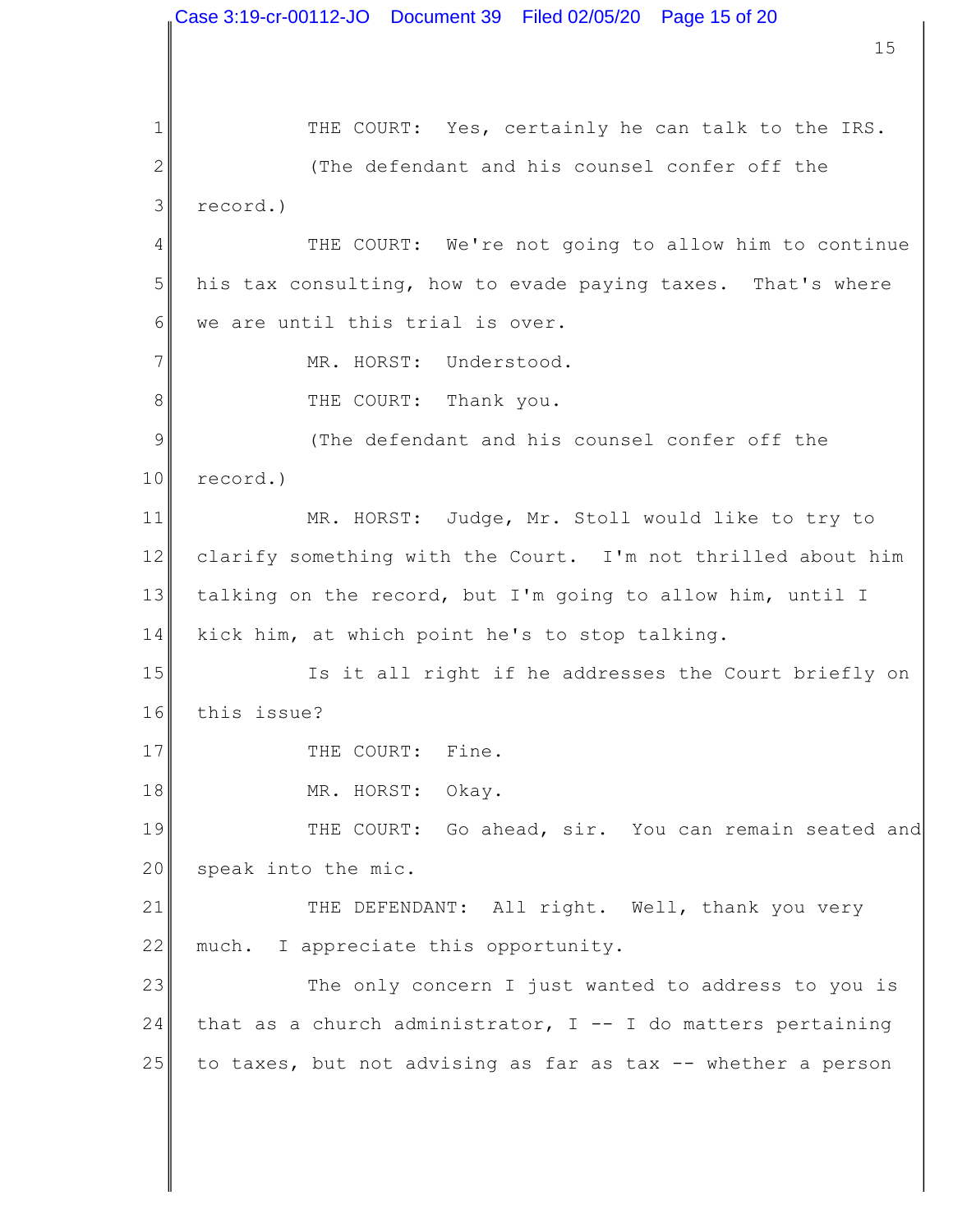THE COURT: Yes, certainly he can talk to the IRS.

(The defendant and his counsel confer off the record.)

THE COURT: We're not going to allow him to continue his tax consulting, how to evade paying taxes. That's where we are until this trial is over.

MR. HORST: Understood.

THE COURT: Thank you.

(The defendant and his counsel confer off the record.)

MR. HORST: Judge, Mr. Stoll would like to try to clarify something with the Court. I'm not thrilled about him talking on the record, but I'm going to allow him, until I kick him, at which point he's to stop talking.

Is it all right if he addresses the Court briefly on this issue?

THE COURT: Fine.

MR. HORST: Okay.

THE COURT: Go ahead, sir. You can remain seated and speak into the mic.

THE DEFENDANT: All right. Well, thank you very much. I appreciate this opportunity.

The only concern I just wanted to address to you is that as a church administrator, I -- I do matters pertaining to taxes, but not advising as far as tax -- whether a person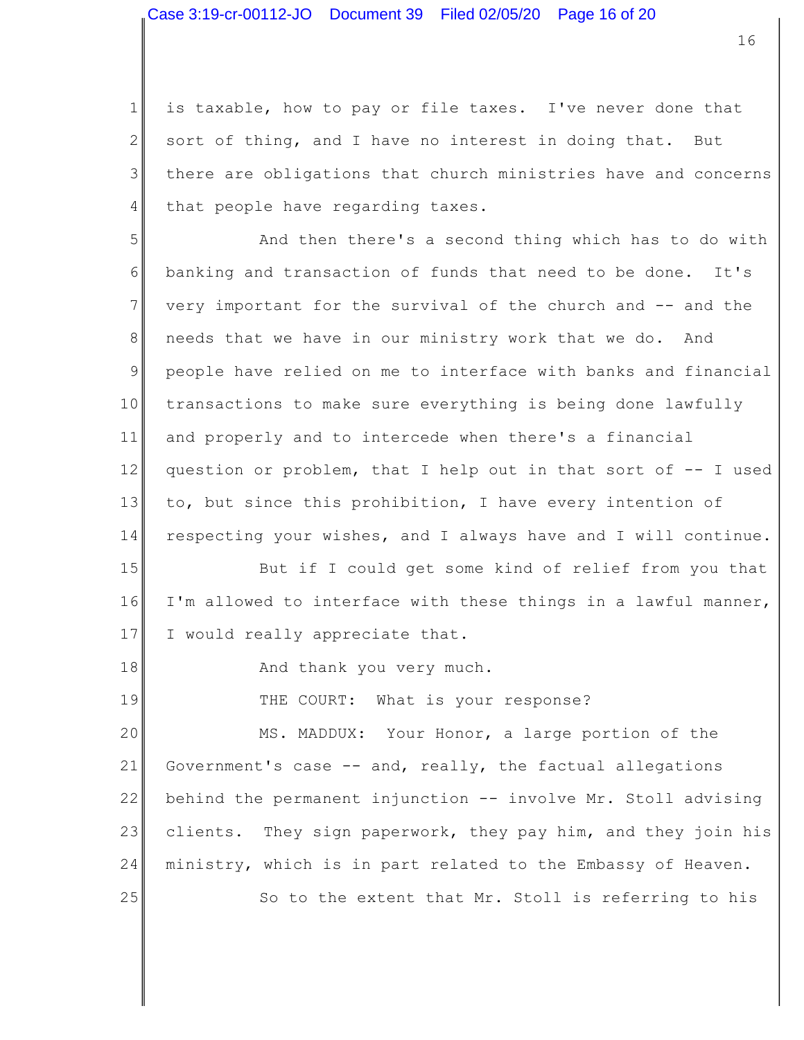is taxable, how to pay or file taxes. I've never done that sort of thing, and I have no interest in doing that. But there are obligations that church ministries have and concerns that people have regarding taxes.

And then there's a second thing which has to do with banking and transaction of funds that need to be done. It's very important for the survival of the church and -- and the needs that we have in our ministry work that we do. And people have relied on me to interface with banks and financial transactions to make sure everything is being done lawfully and properly and to intercede when there's a financial question or problem, that I help out in that sort of -- I used to, but since this prohibition, I have every intention of respecting your wishes, and I always have and I will continue.

But if I could get some kind of relief from you that I'm allowed to interface with these things in a lawful manner, I would really appreciate that.

And thank you very much.

THE COURT: What is your response?

MS. MADDUX: Your Honor, a large portion of the Government's case -- and, really, the factual allegations behind the permanent injunction -- involve Mr. Stoll advising clients. They sign paperwork, they pay him, and they join his ministry, which is in part related to the Embassy of Heaven.

So to the extent that Mr. Stoll is referring to his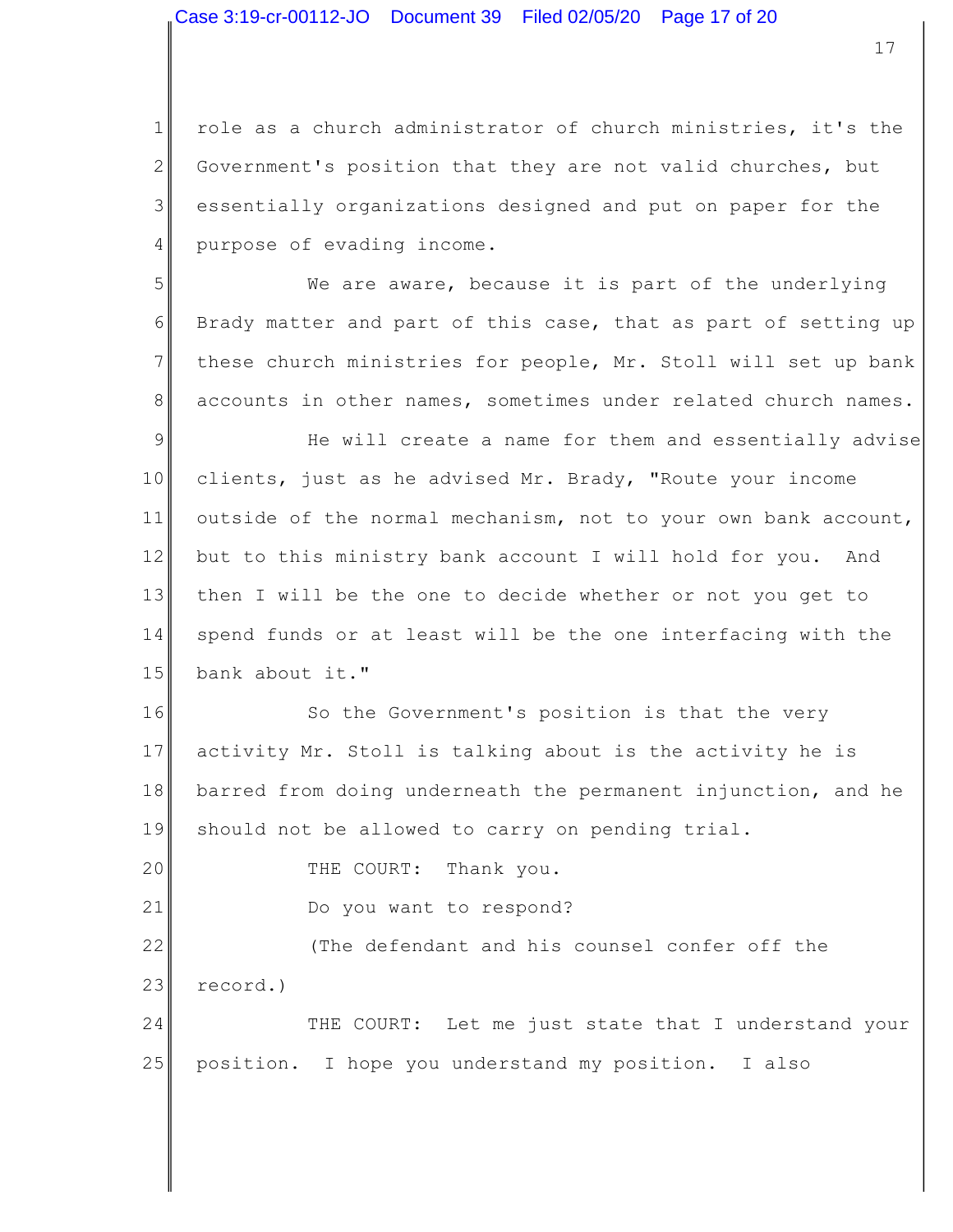role as a church administrator of church ministries, it's the Government's position that they are not valid churches, but essentially organizations designed and put on paper for the purpose of evading income.

We are aware, because it is part of the underlying Brady matter and part of this case, that as part of setting up these church ministries for people, Mr. Stoll will set up bank accounts in other names, sometimes under related church names.

He will create a name for them and essentially advise clients, just as he advised Mr. Brady, "Route your income outside of the normal mechanism, not to your own bank account, but to this ministry bank account I will hold for you. And then I will be the one to decide whether or not you get to spend funds or at least will be the one interfacing with the bank about it."

So the Government's position is that the very activity Mr. Stoll is talking about is the activity he is barred from doing underneath the permanent injunction, and he should not be allowed to carry on pending trial.

THE COURT: Thank you.

Do you want to respond?

(The defendant and his counsel confer off the record.)

THE COURT: Let me just state that I understand your position. I hope you understand my position. I also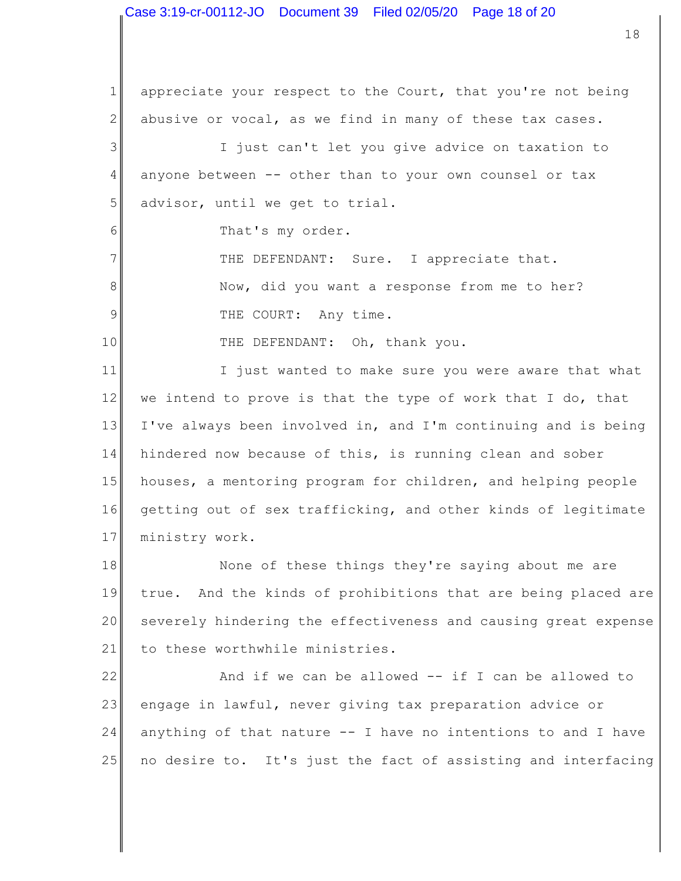appreciate your respect to the Court, that you're not being abusive or vocal, as we find in many of these tax cases.

I just can't let you give advice on taxation to anyone between -- other than to your own counsel or tax advisor, until we get to trial.

That's my order.

THE DEFENDANT: Sure. I appreciate that.

Now, did you want a response from me to her?

THE COURT: Any time.

THE DEFENDANT: Oh, thank you.

I just wanted to make sure you were aware that what we intend to prove is that the type of work that I do, that I've always been involved in, and I'm continuing and is being hindered now because of this, is running clean and sober houses, a mentoring program for children, and helping people getting out of sex trafficking, and other kinds of legitimate ministry work.

None of these things they're saying about me are true. And the kinds of prohibitions that are being placed are severely hindering the effectiveness and causing great expense to these worthwhile ministries.

And if we can be allowed -- if I can be allowed to engage in lawful, never giving tax preparation advice or anything of that nature -- I have no intentions to and I have no desire to. It's just the fact of assisting and interfacing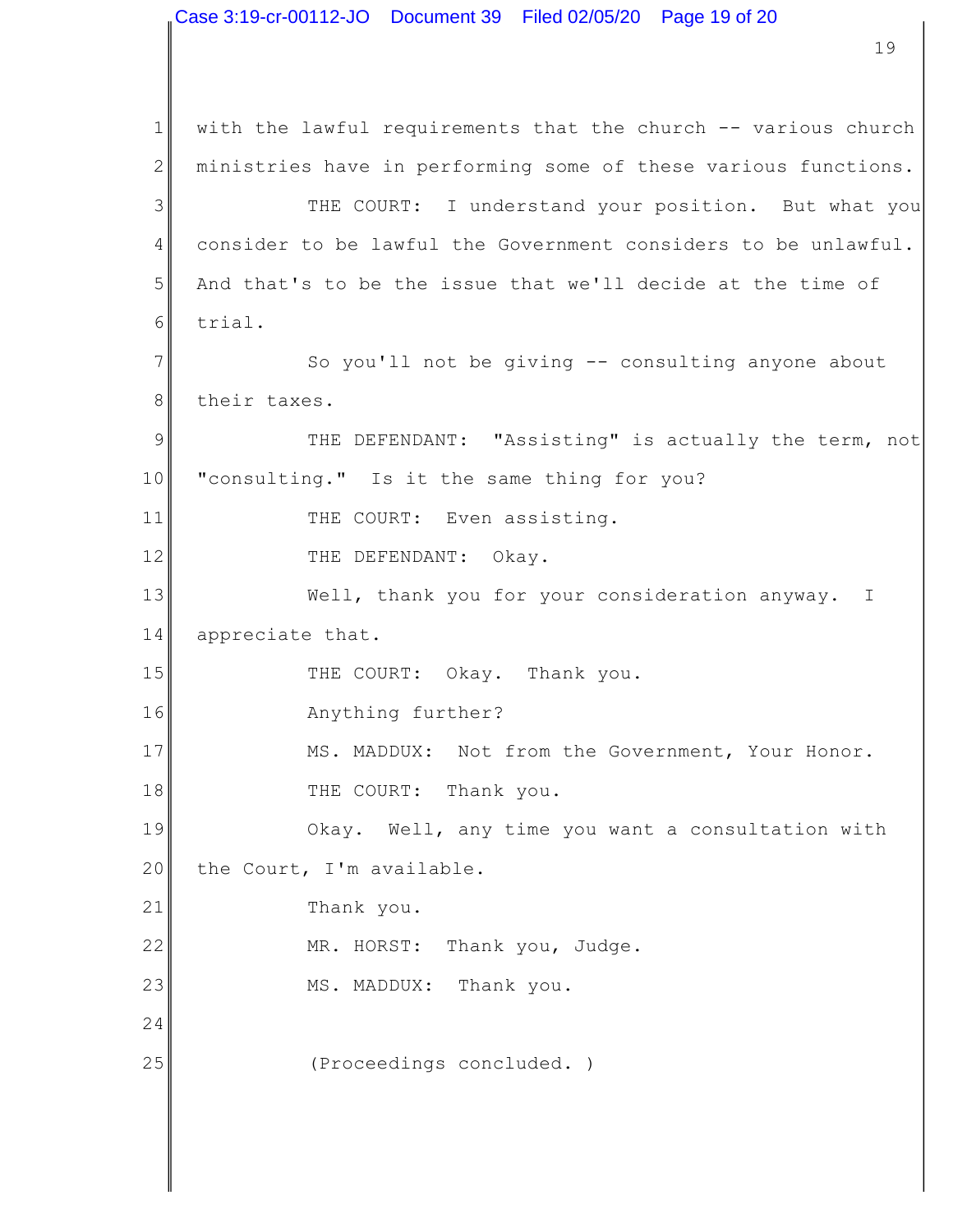with the lawful requirements that the church -- various church ministries have in performing some of these various functions.

THE COURT: I understand your position. But what you consider to be lawful the Government considers to be unlawful. And that's to be the issue that we'll decide at the time of trial.

So you'll not be giving -- consulting anyone about their taxes.

THE DEFENDANT: "Assisting" is actually the term, not "consulting." Is it the same thing for you?

THE COURT: Even assisting.

THE DEFENDANT: Okay.

Well, thank you for your consideration anyway. I appreciate that.

THE COURT: Okay. Thank you.

Anything further?

MS. MADDUX: Not from the Government, Your Honor.

THE COURT: Thank you.

Okay. Well, any time you want a consultation with the Court, I'm available.

Thank you.

MR. HORST: Thank you, Judge.

MS. MADDUX: Thank you.

(Proceedings concluded. )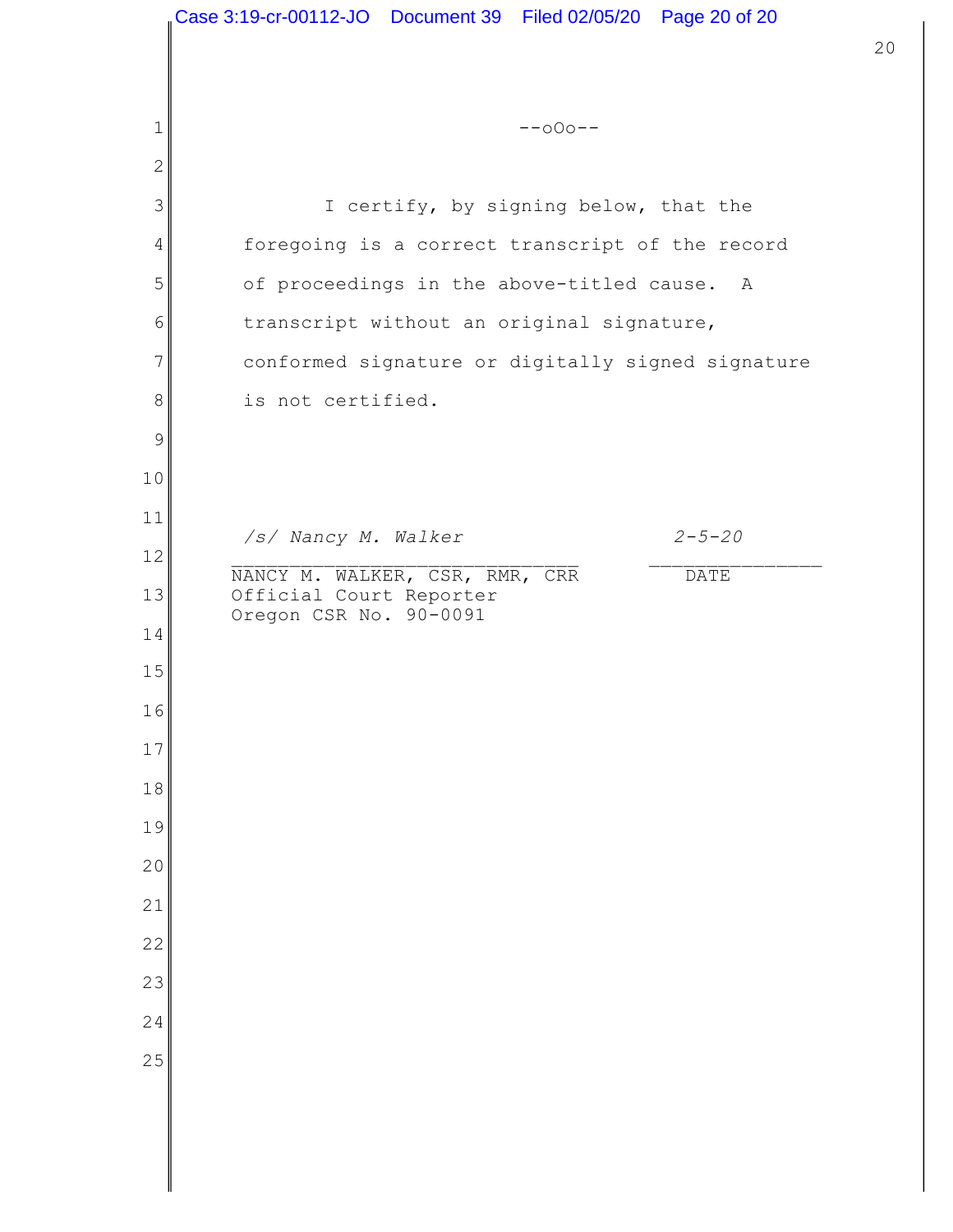--oOo--

I certify, by signing below, that the foregoing is a correct transcript of the record of proceedings in the above-titled cause. A transcript without an original signature, conformed signature or digitally signed signature is not certified.

*/s/ Nancy M. Walker* ______________________________
NANCY M. WALKER, CSR, RMR, CRR
Official Court Reporter
Oregon CSR No. 90-0091

*2-5-20* ______________
DATE